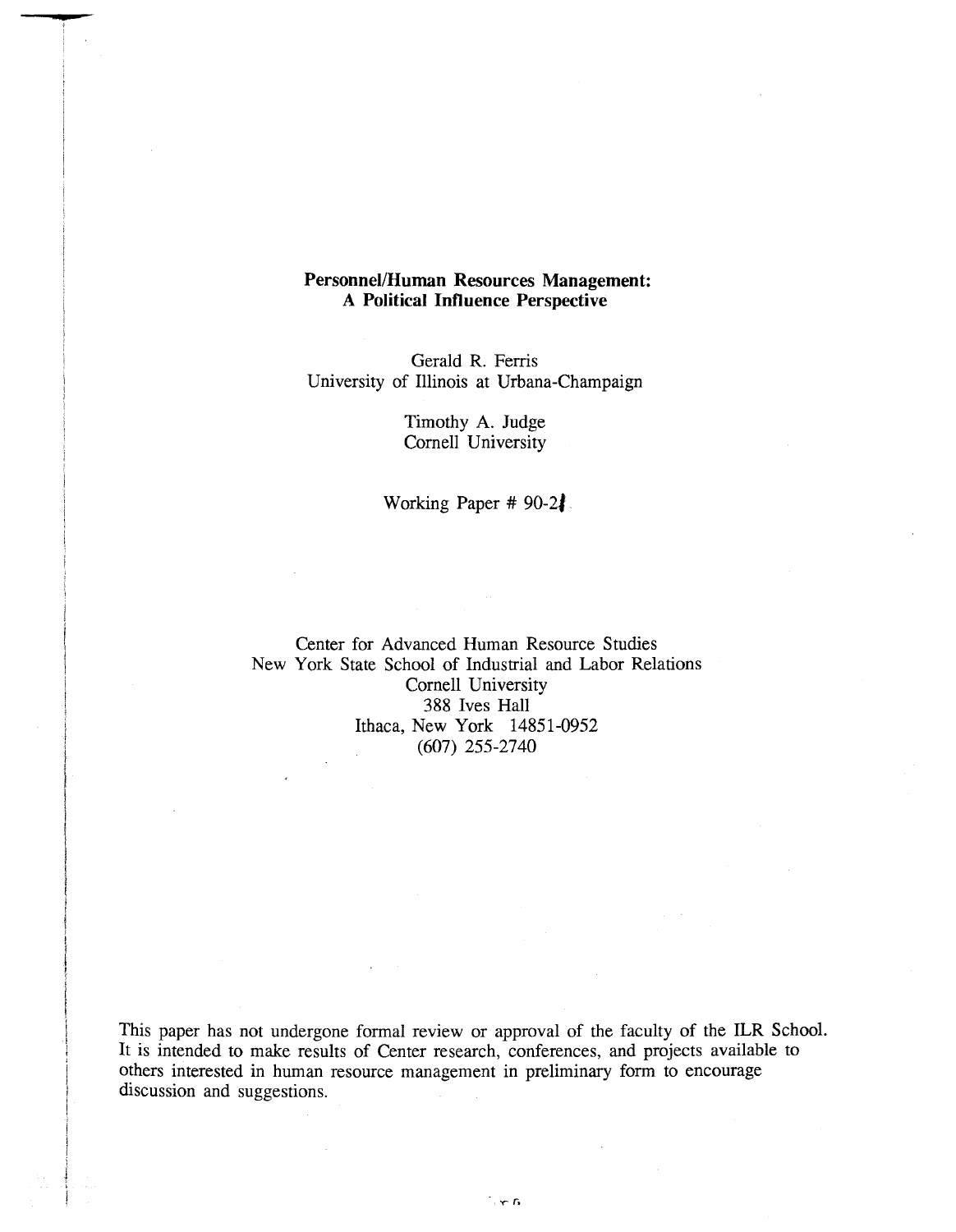**Personnel/Human Resources Management: A Political Influence Perspective**

Gerald R. Ferris
University of Illinois at Urbana-Champaign

Timothy A. Judge
Cornell University

Working Paper # 90-21

Center for Advanced Human Resource Studies
New York State School of Industrial and Labor Relations
Cornell University
388 Ives Hall
Ithaca, New York 14851-0952
(607) 255-2740

This paper has not undergone formal review or approval of the faculty of the ILR School. It is intended to make results of Center research, conferences, and projects available to others interested in human resource management in preliminary form to encourage discussion and suggestions.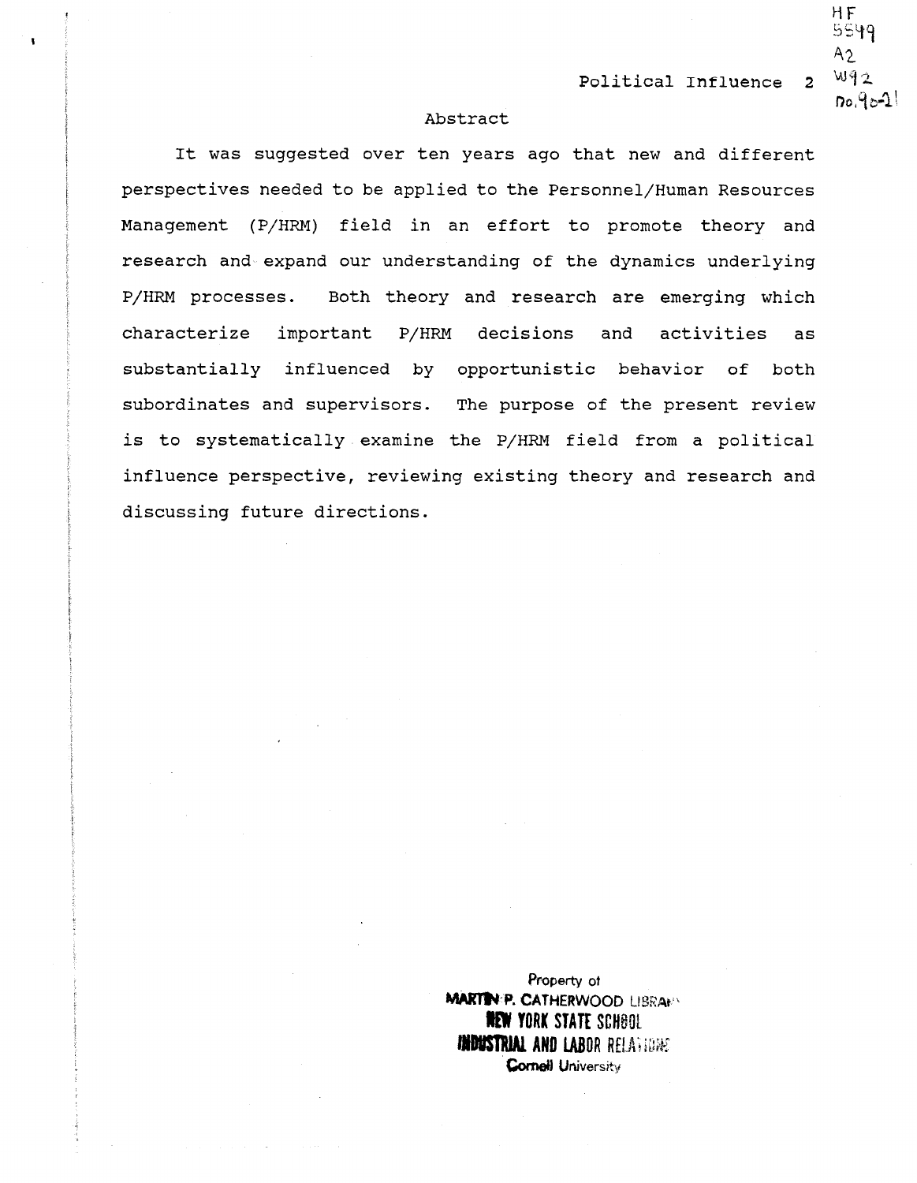## Abstract

It was suggested over ten years ago that new and different perspectives needed to be applied to the Personnel/Human Resources Management (P/HRM) field in an effort to promote theory and research and expand our understanding of the dynamics underlying P/HRM processes. Both theory and research are emerging which characterize important P/HRM decisions and activities as substantially influenced by opportunistic behavior of both subordinates and supervisors. The purpose of the present review is to systematically examine the P/HRM field from a political influence perspective, reviewing existing theory and research and discussing future directions.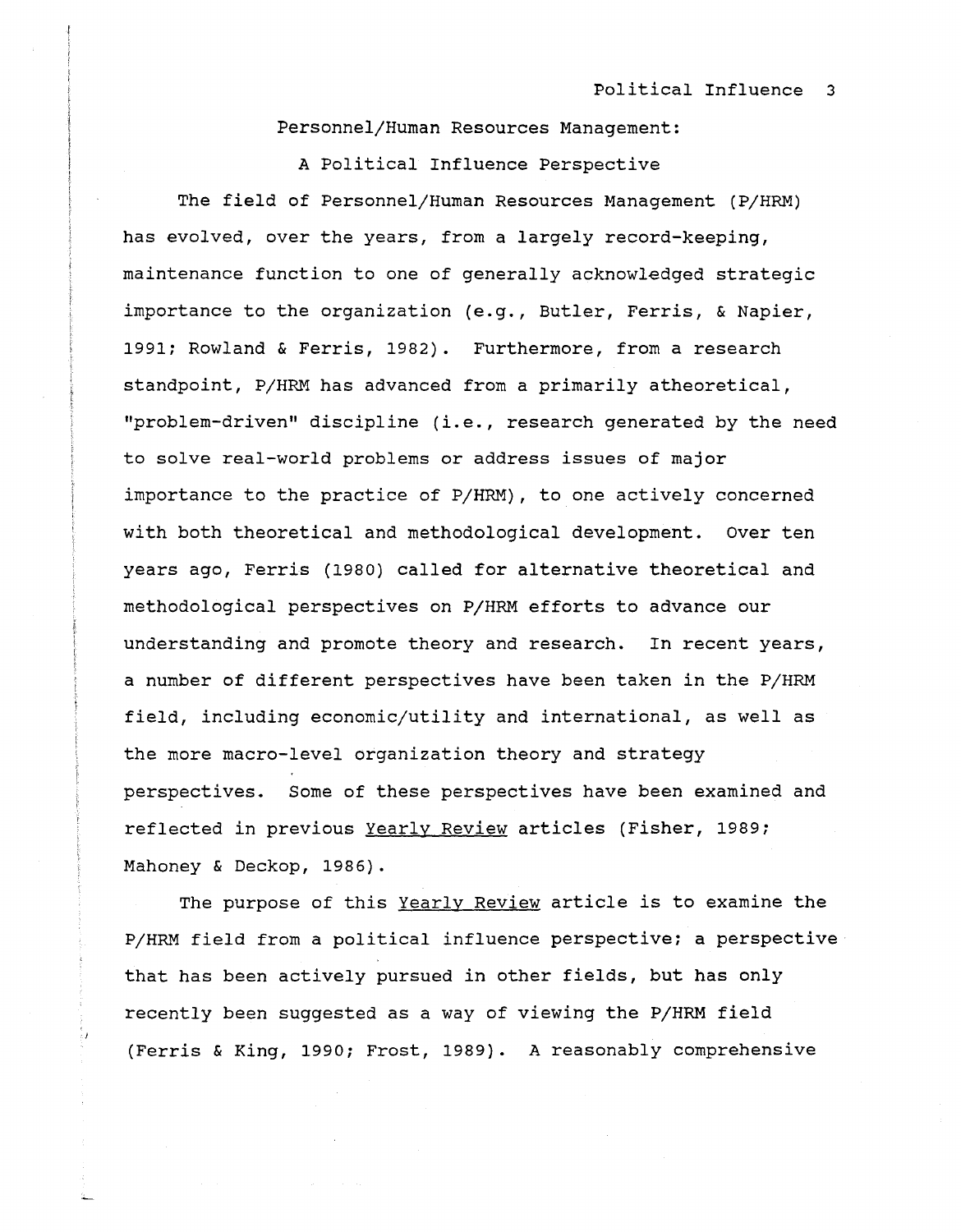# Personnel/Human Resources Management:

# A Political Influence Perspective

The field of Personnel/Human Resources Management (P/HRM) has evolved, over the years, from a largely record-keeping, maintenance function to one of generally acknowledged strategic importance to the organization (e.g., Butler, Ferris, & Napier, 1991; Rowland & Ferris, 1982). Furthermore, from a research standpoint, P/HRM has advanced from a primarily atheoretical, "problem-driven" discipline (i.e., research generated by the need to solve real-world problems or address issues of major importance to the practice of P/HRM), to one actively concerned with both theoretical and methodological development. Over ten years ago, Ferris (1980) called for alternative theoretical and methodological perspectives on P/HRM efforts to advance our understanding and promote theory and research. In recent years, a number of different perspectives have been taken in the P/HRM field, including economic/utility and international, as well as the more macro-level organization theory and strategy perspectives. Some of these perspectives have been examined and reflected in previous Yearly Review articles (Fisher, 1989; Mahoney & Deckop, 1986).

The purpose of this Yearly Review article is to examine the P/HRM field from a political influence perspective; a perspective that has been actively pursued in other fields, but has only recently been suggested as a way of viewing the P/HRM field (Ferris & King, 1990; Frost, 1989). A reasonably comprehensive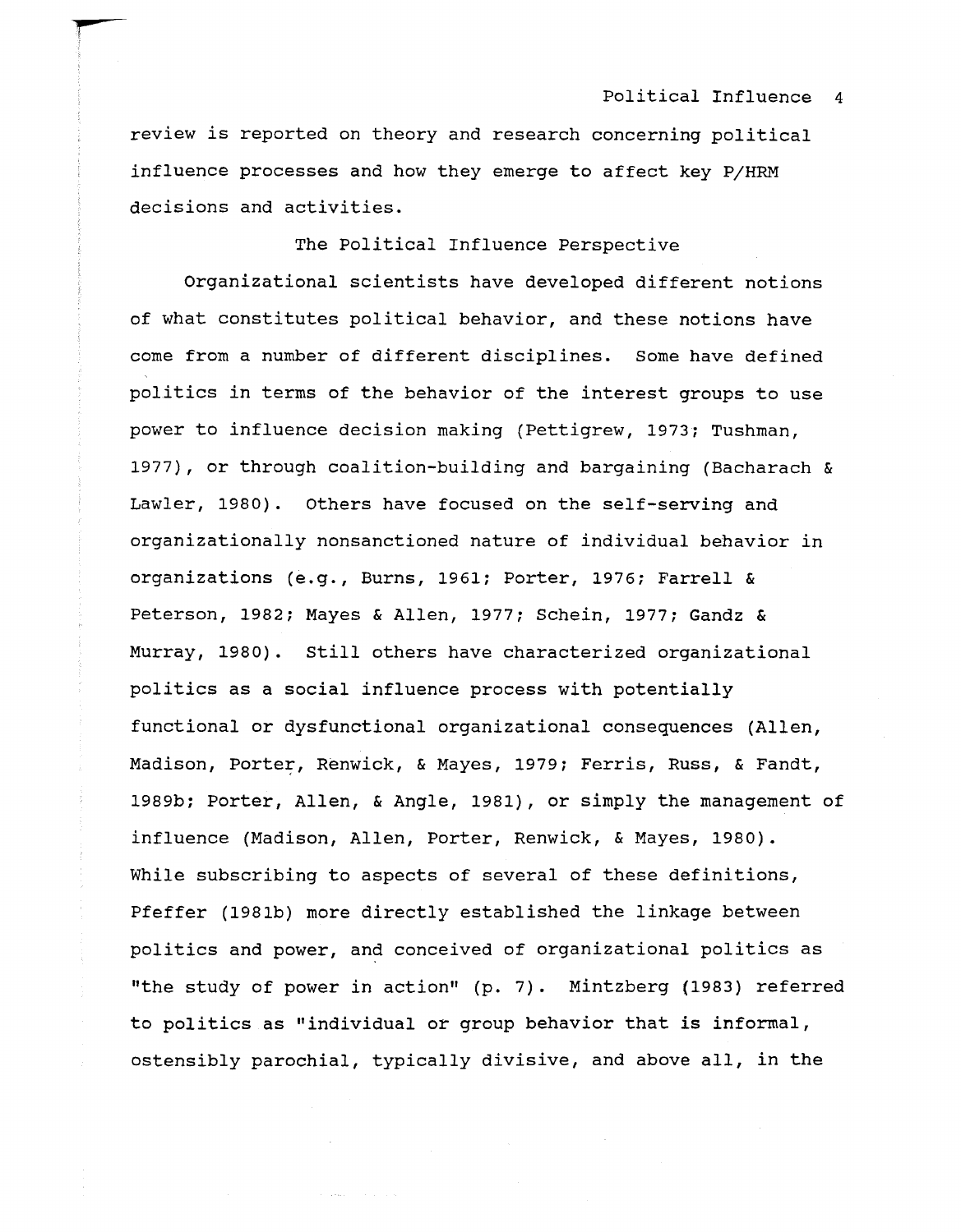review is reported on theory and research concerning political influence processes and how they emerge to affect key P/HRM decisions and activities.

## The Political Influence Perspective

Organizational scientists have developed different notions of what constitutes political behavior, and these notions have come from a number of different disciplines. Some have defined politics in terms of the behavior of the interest groups to use power to influence decision making (Pettigrew, 1973; Tushman, 1977), or through coalition-building and bargaining (Bacharach & Lawler, 1980). Others have focused on the self-serving and organizationally nonsanctioned nature of individual behavior in organizations (e.g., Burns, 1961; Porter, 1976; Farrell & Peterson, 1982; Mayes & Allen, 1977; Schein, 1977; Gandz & Murray, 1980). Still others have characterized organizational politics as a social influence process with potentially functional or dysfunctional organizational consequences (Allen, Madison, Porter, Renwick, & Mayes, 1979; Ferris, Russ, & Fandt, 1989b; Porter, Allen, & Angle, 1981), or simply the management of influence (Madison, Allen, Porter, Renwick, & Mayes, 1980). While subscribing to aspects of several of these definitions, Pfeffer (1981b) more directly established the linkage between politics and power, and conceived of organizational politics as "the study of power in action" (p. 7). Mintzberg (1983) referred to politics as "individual or group behavior that is informal, ostensibly parochial, typically divisive, and above all, in the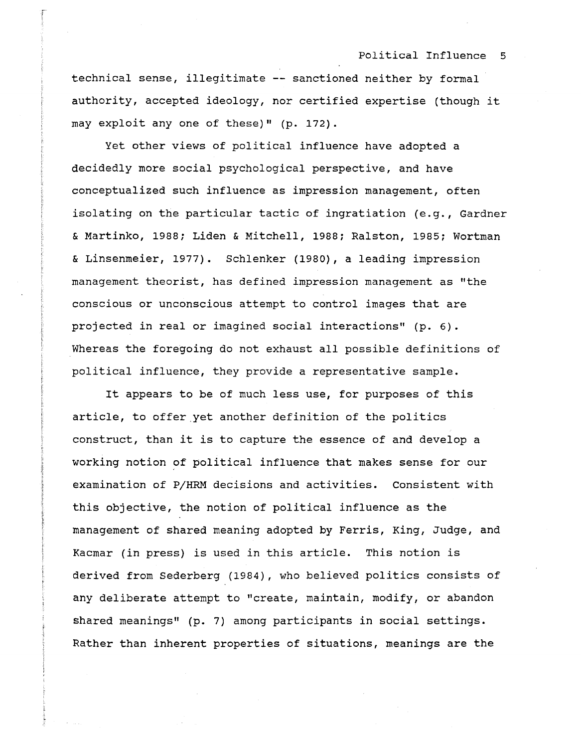technical sense, illegitimate -- sanctioned neither by formal authority, accepted ideology, nor certified expertise (though it may exploit any one of these)" (p. 172).

Yet other views of political influence have adopted a decidedly more social psychological perspective, and have conceptualized such influence as impression management, often isolating on the particular tactic of ingratiation (e.g., Gardner & Martinko, 1988; Liden & Mitchell, 1988; Ralston, 1985; Wortman & Linsenmeier, 1977). Schlenker (1980), a leading impression management theorist, has defined impression management as "the conscious or unconscious attempt to control images that are projected in real or imagined social interactions" (p. 6). Whereas the foregoing do not exhaust all possible definitions of political influence, they provide a representative sample.

It appears to be of much less use, for purposes of this article, to offer yet another definition of the politics construct, than it is to capture the essence of and develop a working notion of political influence that makes sense for our examination of P/HRM decisions and activities. Consistent with this objective, the notion of political influence as the management of shared meaning adopted by Ferris, King, Judge, and Kacmar (in press) is used in this article. This notion is derived from Sederberg (1984), who believed politics consists of any deliberate attempt to "create, maintain, modify, or abandon shared meanings" (p. 7) among participants in social settings. Rather than inherent properties of situations, meanings are the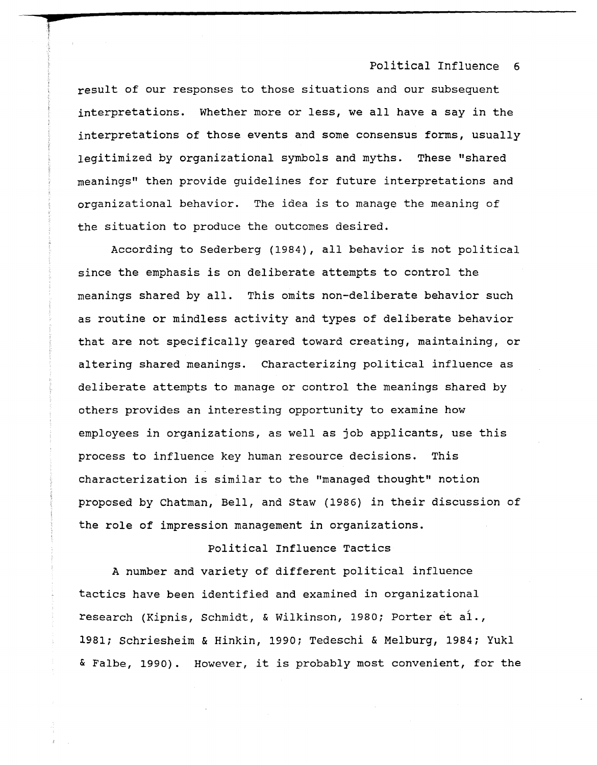result of our responses to those situations and our subsequent interpretations. Whether more or less, we all have a say in the interpretations of those events and some consensus forms, usually legitimized by organizational symbols and myths. These "shared meanings" then provide guidelines for future interpretations and organizational behavior. The idea is to manage the meaning of the situation to produce the outcomes desired.

According to Sederberg (1984), all behavior is not political since the emphasis is on deliberate attempts to control the meanings shared by all. This omits non-deliberate behavior such as routine or mindless activity and types of deliberate behavior that are not specifically geared toward creating, maintaining, or altering shared meanings. Characterizing political influence as deliberate attempts to manage or control the meanings shared by others provides an interesting opportunity to examine how employees in organizations, as well as job applicants, use this process to influence key human resource decisions. This characterization is similar to the "managed thought" notion proposed by Chatman, Bell, and Staw (1986) in their discussion of the role of impression management in organizations.

## Political Influence Tactics

A number and variety of different political influence tactics have been identified and examined in organizational research (Kipnis, Schmidt, & Wilkinson, 1980; Porter et al., 1981; Schriesheim & Hinkin, 1990; Tedeschi & Melburg, 1984; Yukl & Falbe, 1990). However, it is probably most convenient, for the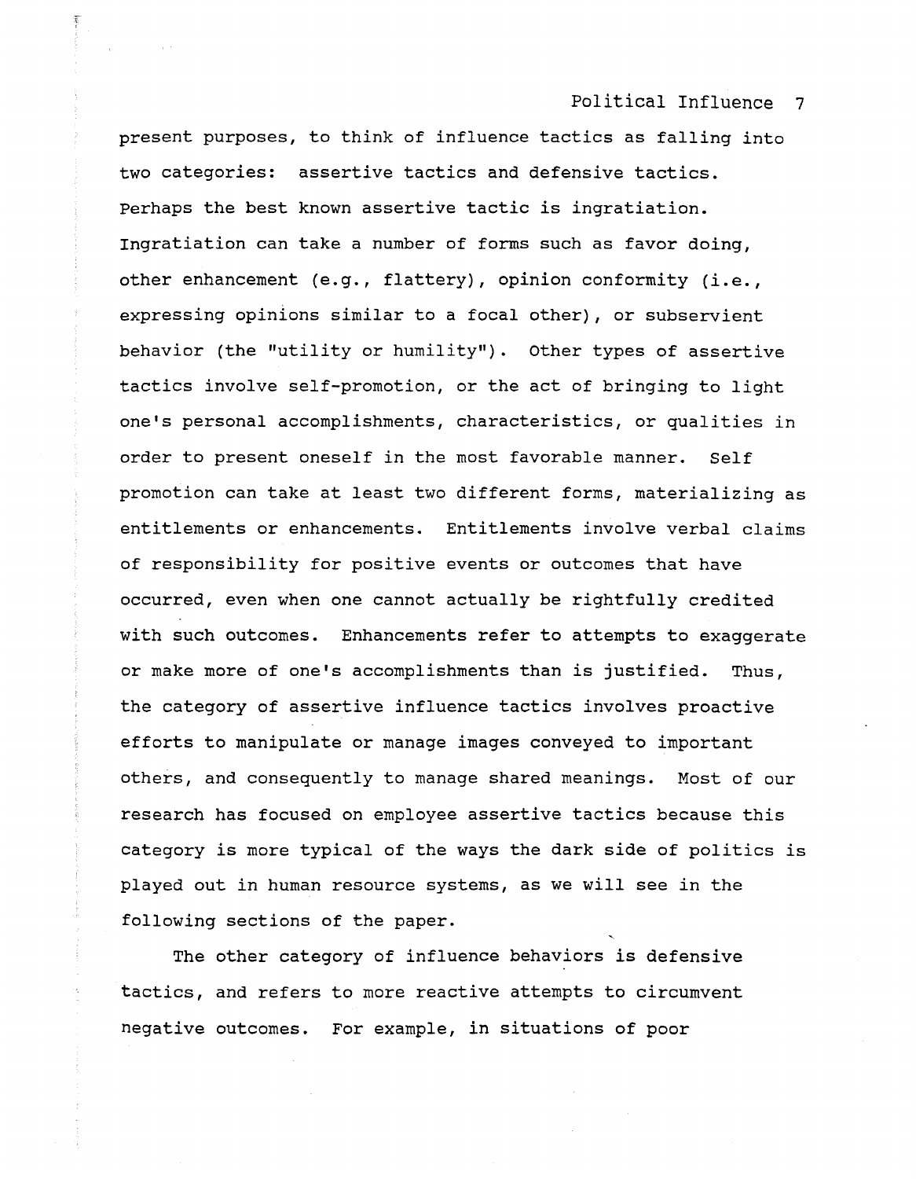present purposes, to think of influence tactics as falling into two categories: assertive tactics and defensive tactics. Perhaps the best known assertive tactic is ingratiation. Ingratiation can take a number of forms such as favor doing, other enhancement (e.g., flattery), opinion conformity (i.e., expressing opinions similar to a focal other), or subservient behavior (the "utility or humility"). Other types of assertive tactics involve self-promotion, or the act of bringing to light one's personal accomplishments, characteristics, or qualities in order to present oneself in the most favorable manner. Self promotion can take at least two different forms, materializing as entitlements or enhancements. Entitlements involve verbal claims of responsibility for positive events or outcomes that have occurred, even when one cannot actually be rightfully credited with such outcomes. Enhancements refer to attempts to exaggerate or make more of one's accomplishments than is justified. Thus, the category of assertive influence tactics involves proactive efforts to manipulate or manage images conveyed to important others, and consequently to manage shared meanings. Most of our research has focused on employee assertive tactics because this category is more typical of the ways the dark side of politics is played out in human resource systems, as we will see in the following sections of the paper.

The other category of influence behaviors is defensive tactics, and refers to more reactive attempts to circumvent negative outcomes. For example, in situations of poor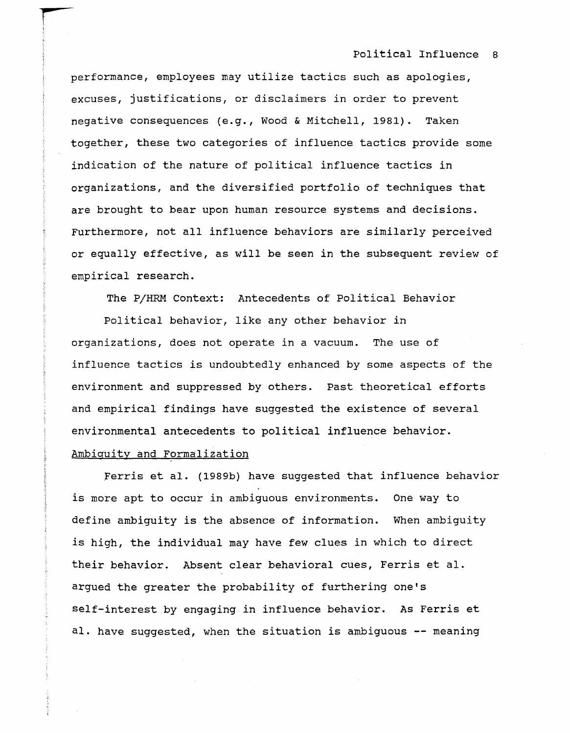performance, employees may utilize tactics such as apologies, excuses, justifications, or disclaimers in order to prevent negative consequences (e.g., Wood & Mitchell, 1981). Taken together, these two categories of influence tactics provide some indication of the nature of political influence tactics in organizations, and the diversified portfolio of techniques that are brought to bear upon human resource systems and decisions. Furthermore, not all influence behaviors are similarly perceived or equally effective, as will be seen in the subsequent review of empirical research.

## The P/HRM Context: Antecedents of Political Behavior

Political behavior, like any other behavior in organizations, does not operate in a vacuum. The use of influence tactics is undoubtedly enhanced by some aspects of the environment and suppressed by others. Past theoretical efforts and empirical findings have suggested the existence of several environmental antecedents to political influence behavior.

### Ambiguity and Formalization

Ferris et al. (1989b) have suggested that influence behavior is more apt to occur in ambiguous environments. One way to define ambiguity is the absence of information. When ambiguity is high, the individual may have few clues in which to direct their behavior. Absent clear behavioral cues, Ferris et al. argued the greater the probability of furthering one's self-interest by engaging in influence behavior. As Ferris et al. have suggested, when the situation is ambiguous -- meaning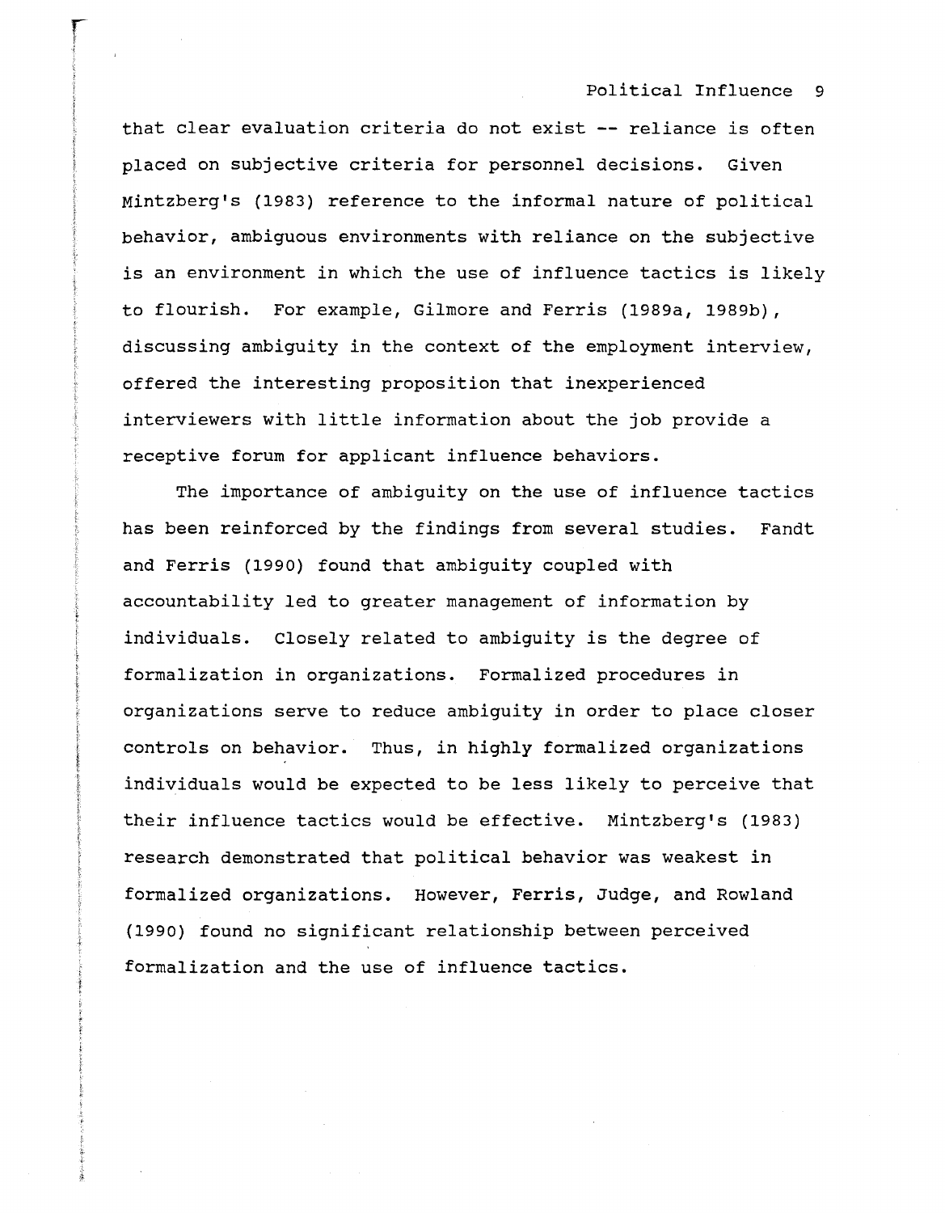that clear evaluation criteria do not exist -- reliance is often placed on subjective criteria for personnel decisions. Given Mintzberg's (1983) reference to the informal nature of political behavior, ambiguous environments with reliance on the subjective is an environment in which the use of influence tactics is likely to flourish. For example, Gilmore and Ferris (1989a, 1989b), discussing ambiguity in the context of the employment interview, offered the interesting proposition that inexperienced interviewers with little information about the job provide a receptive forum for applicant influence behaviors.

The importance of ambiguity on the use of influence tactics has been reinforced by the findings from several studies. Fandt and Ferris (1990) found that ambiguity coupled with accountability led to greater management of information by individuals. Closely related to ambiguity is the degree of formalization in organizations. Formalized procedures in organizations serve to reduce ambiguity in order to place closer controls on behavior. Thus, in highly formalized organizations individuals would be expected to be less likely to perceive that their influence tactics would be effective. Mintzberg's (1983) research demonstrated that political behavior was weakest in formalized organizations. However, Ferris, Judge, and Rowland (1990) found no significant relationship between perceived formalization and the use of influence tactics.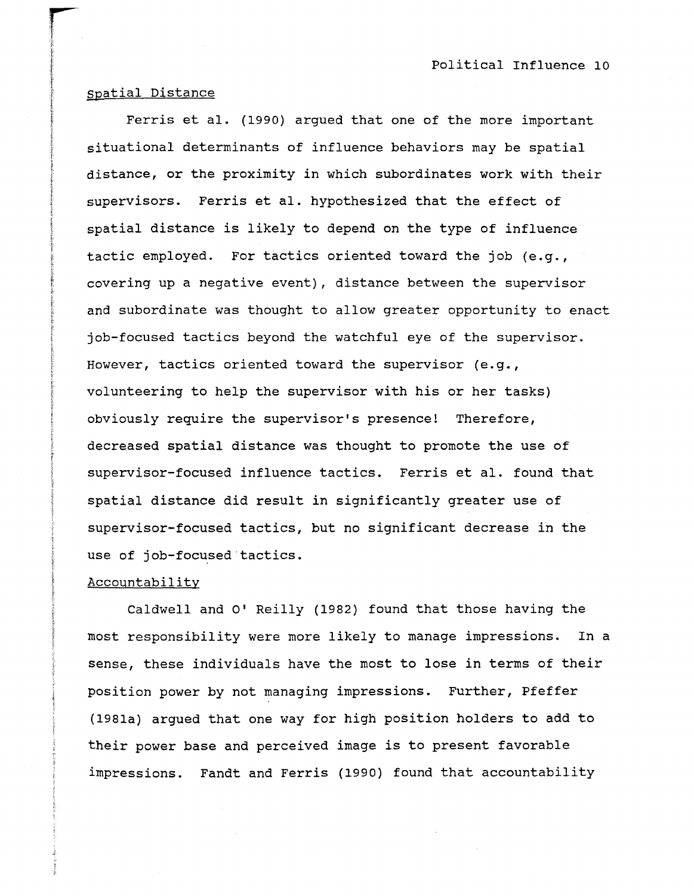## Spatial Distance

Ferris et al. (1990) argued that one of the more important situational determinants of influence behaviors may be spatial distance, or the proximity in which subordinates work with their supervisors. Ferris et al. hypothesized that the effect of spatial distance is likely to depend on the type of influence tactic employed. For tactics oriented toward the job (e.g., covering up a negative event), distance between the supervisor and subordinate was thought to allow greater opportunity to enact job-focused tactics beyond the watchful eye of the supervisor. However, tactics oriented toward the supervisor (e.g., volunteering to help the supervisor with his or her tasks) obviously require the supervisor's presence! Therefore, decreased spatial distance was thought to promote the use of supervisor-focused influence tactics. Ferris et al. found that spatial distance did result in significantly greater use of supervisor-focused tactics, but no significant decrease in the use of job-focused tactics.

## Accountability

Caldwell and O' Reilly (1982) found that those having the most responsibility were more likely to manage impressions. In a sense, these individuals have the most to lose in terms of their position power by not managing impressions. Further, Pfeffer (1981a) argued that one way for high position holders to add to their power base and perceived image is to present favorable impressions. Fandt and Ferris (1990) found that accountability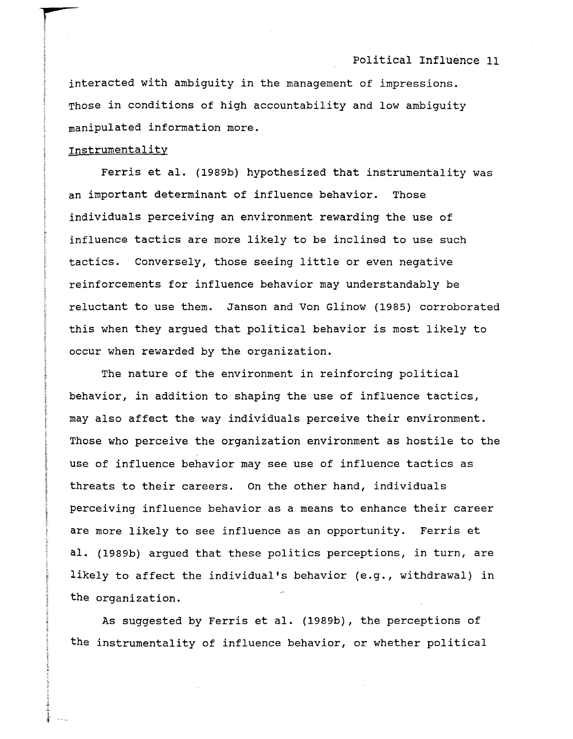interacted with ambiguity in the management of impressions. Those in conditions of high accountability and low ambiguity manipulated information more.

## Instrumentality

Ferris et al. (1989b) hypothesized that instrumentality was an important determinant of influence behavior. Those individuals perceiving an environment rewarding the use of influence tactics are more likely to be inclined to use such tactics. Conversely, those seeing little or even negative reinforcements for influence behavior may understandably be reluctant to use them. Janson and Von Glinow (1985) corroborated this when they argued that political behavior is most likely to occur when rewarded by the organization.

The nature of the environment in reinforcing political behavior, in addition to shaping the use of influence tactics, may also affect the way individuals perceive their environment. Those who perceive the organization environment as hostile to the use of influence behavior may see use of influence tactics as threats to their careers. On the other hand, individuals perceiving influence behavior as a means to enhance their career are more likely to see influence as an opportunity. Ferris et al. (1989b) argued that these politics perceptions, in turn, are likely to affect the individual's behavior (e.g., withdrawal) in the organization.

As suggested by Ferris et al. (1989b), the perceptions of the instrumentality of influence behavior, or whether political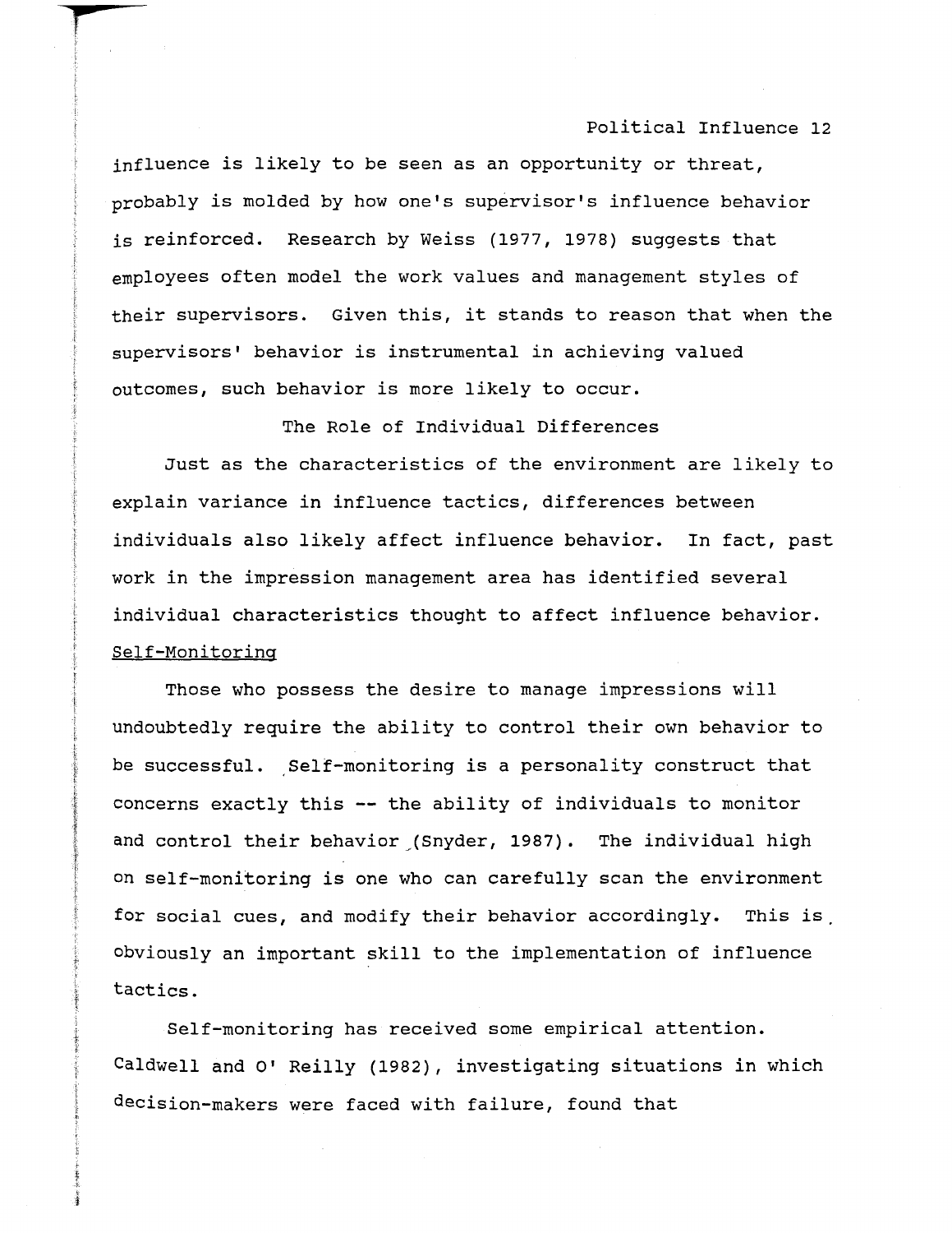influence is likely to be seen as an opportunity or threat, probably is molded by how one's supervisor's influence behavior is reinforced. Research by Weiss (1977, 1978) suggests that employees often model the work values and management styles of their supervisors. Given this, it stands to reason that when the supervisors' behavior is instrumental in achieving valued outcomes, such behavior is more likely to occur.

## The Role of Individual Differences

Just as the characteristics of the environment are likely to explain variance in influence tactics, differences between individuals also likely affect influence behavior. In fact, past work in the impression management area has identified several individual characteristics thought to affect influence behavior.

### Self-Monitoring

Those who possess the desire to manage impressions will undoubtedly require the ability to control their own behavior to be successful. Self-monitoring is a personality construct that concerns exactly this -- the ability of individuals to monitor and control their behavior (Snyder, 1987). The individual high on self-monitoring is one who can carefully scan the environment for social cues, and modify their behavior accordingly. This is obviously an important skill to the implementation of influence tactics.

Self-monitoring has received some empirical attention. Caldwell and O' Reilly (1982), investigating situations in which decision-makers were faced with failure, found that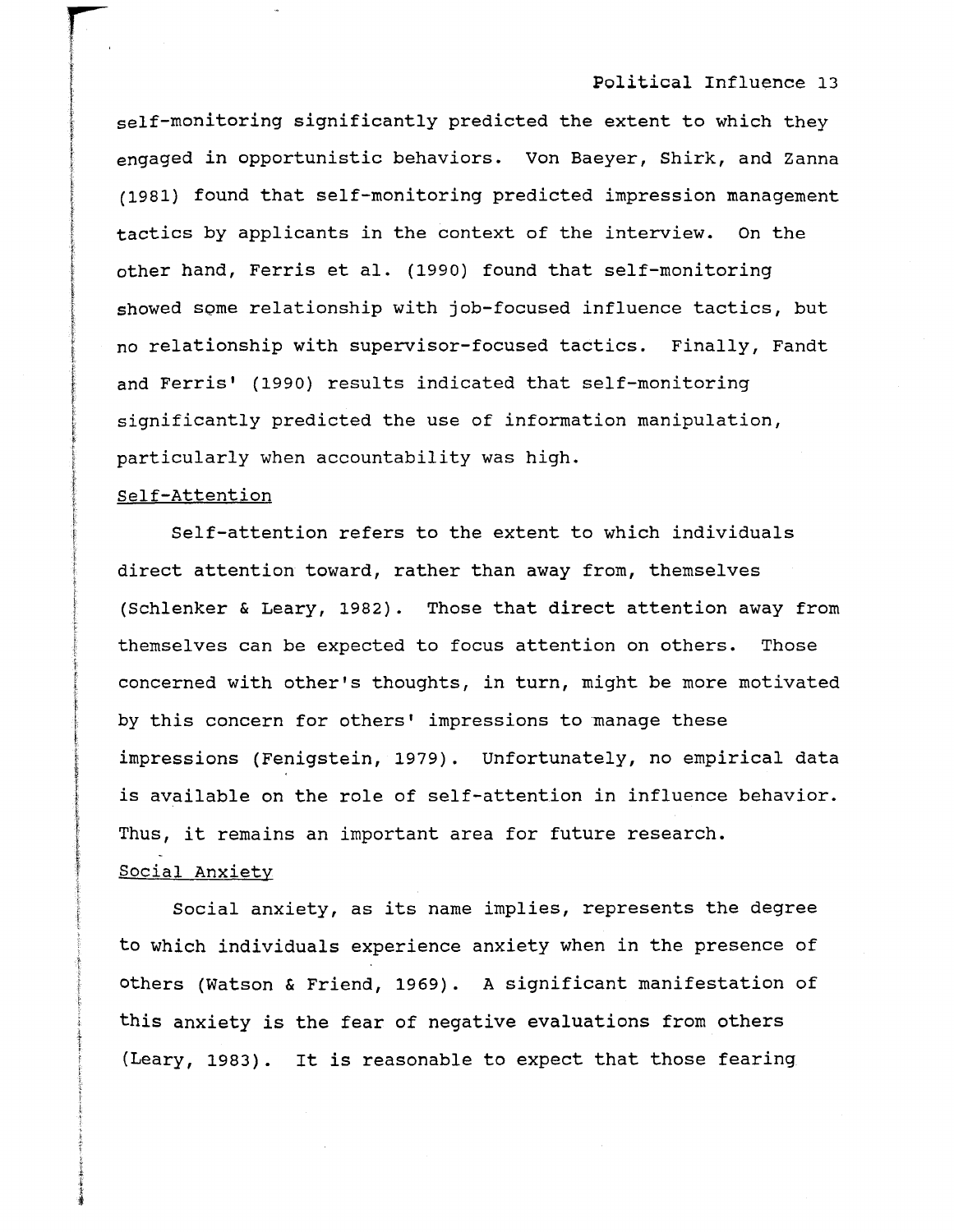self-monitoring significantly predicted the extent to which they engaged in opportunistic behaviors. Von Baeyer, Shirk, and Zanna (1981) found that self-monitoring predicted impression management tactics by applicants in the context of the interview. On the other hand, Ferris et al. (1990) found that self-monitoring showed some relationship with job-focused influence tactics, but no relationship with supervisor-focused tactics. Finally, Fandt and Ferris' (1990) results indicated that self-monitoring significantly predicted the use of information manipulation, particularly when accountability was high.

### Self-Attention

Self-attention refers to the extent to which individuals direct attention toward, rather than away from, themselves (Schlenker & Leary, 1982). Those that direct attention away from themselves can be expected to focus attention on others. Those concerned with other's thoughts, in turn, might be more motivated by this concern for others' impressions to manage these impressions (Fenigstein, 1979). Unfortunately, no empirical data is available on the role of self-attention in influence behavior. Thus, it remains an important area for future research.

### Social Anxiety

Social anxiety, as its name implies, represents the degree to which individuals experience anxiety when in the presence of others (Watson & Friend, 1969). A significant manifestation of this anxiety is the fear of negative evaluations from others (Leary, 1983). It is reasonable to expect that those fearing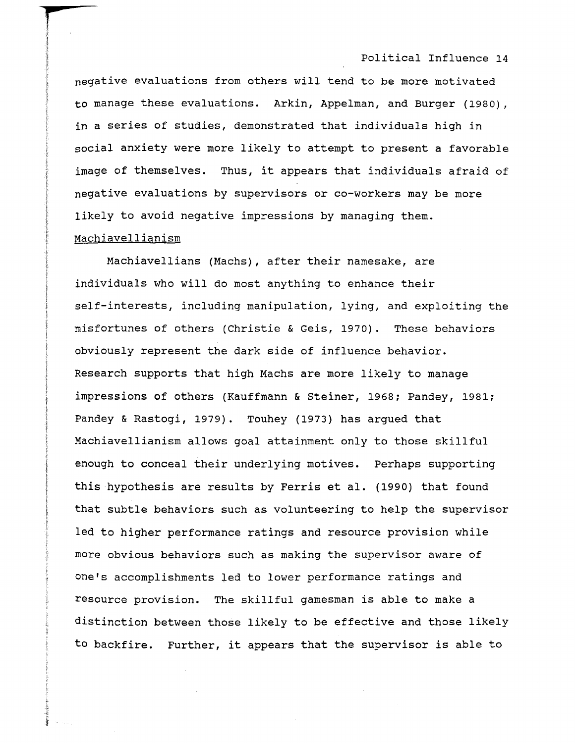negative evaluations from others will tend to be more motivated to manage these evaluations. Arkin, Appelman, and Burger (1980), in a series of studies, demonstrated that individuals high in social anxiety were more likely to attempt to present a favorable image of themselves. Thus, it appears that individuals afraid of negative evaluations by supervisors or co-workers may be more likely to avoid negative impressions by managing them.

### Machiavellianism

Machiavellians (Machs), after their namesake, are individuals who will do most anything to enhance their self-interests, including manipulation, lying, and exploiting the misfortunes of others (Christie & Geis, 1970). These behaviors obviously represent the dark side of influence behavior. Research supports that high Machs are more likely to manage impressions of others (Kauffmann & Steiner, 1968; Pandey, 1981; Pandey & Rastogi, 1979). Touhey (1973) has argued that Machiavellianism allows goal attainment only to those skillful enough to conceal their underlying motives. Perhaps supporting this hypothesis are results by Ferris et al. (1990) that found that subtle behaviors such as volunteering to help the supervisor led to higher performance ratings and resource provision while more obvious behaviors such as making the supervisor aware of one's accomplishments led to lower performance ratings and resource provision. The skillful gamesman is able to make a distinction between those likely to be effective and those likely to backfire. Further, it appears that the supervisor is able to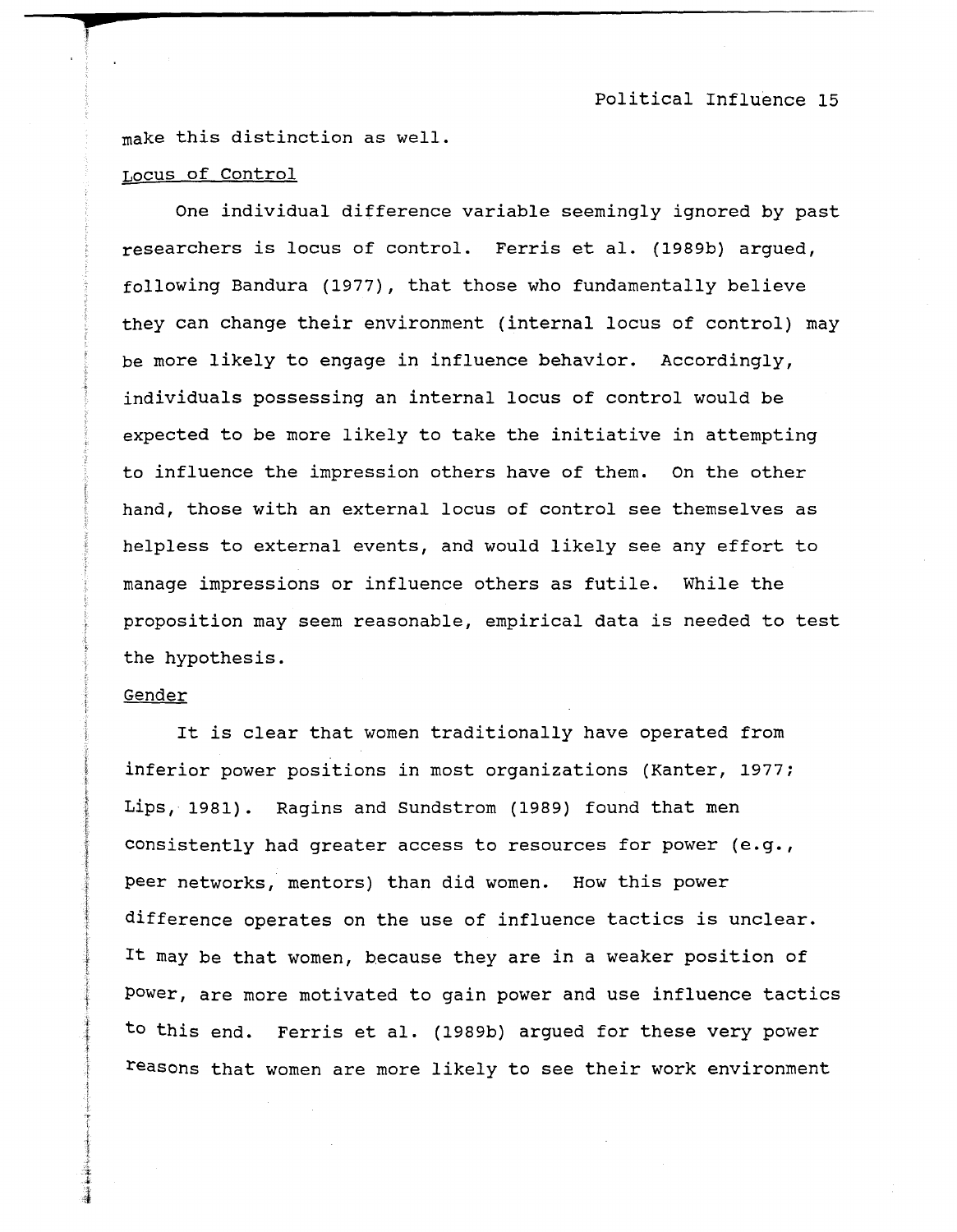make this distinction as well.

## Locus of Control

One individual difference variable seemingly ignored by past researchers is locus of control. Ferris et al. (1989b) argued, following Bandura (1977), that those who fundamentally believe they can change their environment (internal locus of control) may be more likely to engage in influence behavior. Accordingly, individuals possessing an internal locus of control would be expected to be more likely to take the initiative in attempting to influence the impression others have of them. On the other hand, those with an external locus of control see themselves as helpless to external events, and would likely see any effort to manage impressions or influence others as futile. While the proposition may seem reasonable, empirical data is needed to test the hypothesis.

## Gender

It is clear that women traditionally have operated from inferior power positions in most organizations (Kanter, 1977; Lips, 1981). Ragins and Sundstrom (1989) found that men consistently had greater access to resources for power (e.g., peer networks, mentors) than did women. How this power difference operates on the use of influence tactics is unclear. It may be that women, because they are in a weaker position of power, are more motivated to gain power and use influence tactics to this end. Ferris et al. (1989b) argued for these very power reasons that women are more likely to see their work environment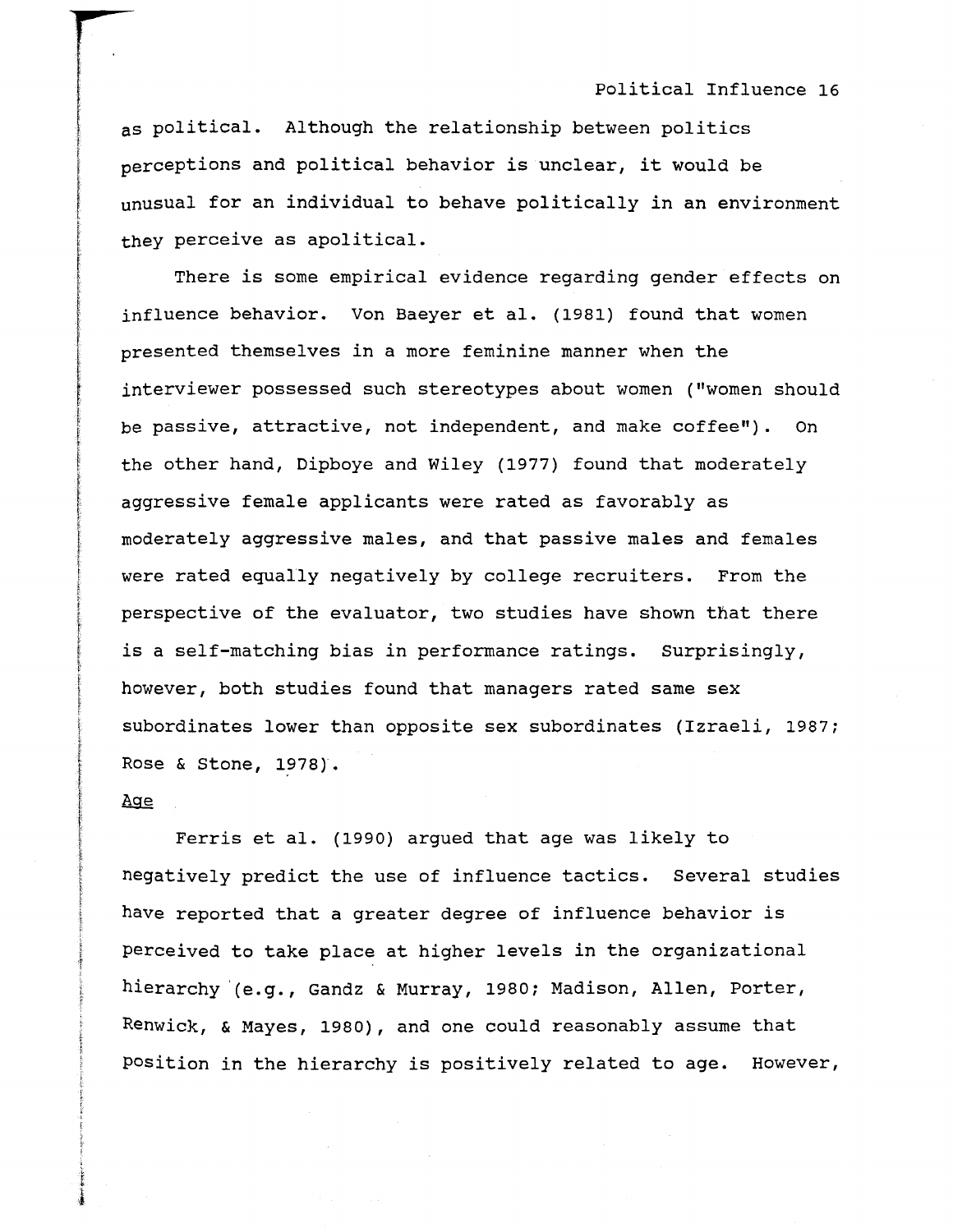as political. Although the relationship between politics perceptions and political behavior is unclear, it would be unusual for an individual to behave politically in an environment they perceive as apolitical.

There is some empirical evidence regarding gender effects on influence behavior. Von Baeyer et al. (1981) found that women presented themselves in a more feminine manner when the interviewer possessed such stereotypes about women ("women should be passive, attractive, not independent, and make coffee"). On the other hand, Dipboye and Wiley (1977) found that moderately aggressive female applicants were rated as favorably as moderately aggressive males, and that passive males and females were rated equally negatively by college recruiters. From the perspective of the evaluator, two studies have shown that there is a self-matching bias in performance ratings. Surprisingly, however, both studies found that managers rated same sex subordinates lower than opposite sex subordinates (Izraeli, 1987; Rose & Stone, 1978).

<u>Age</u>

Ferris et al. (1990) argued that age was likely to negatively predict the use of influence tactics. Several studies have reported that a greater degree of influence behavior is perceived to take place at higher levels in the organizational hierarchy (e.g., Gandz & Murray, 1980; Madison, Allen, Porter, Renwick, & Mayes, 1980), and one could reasonably assume that position in the hierarchy is positively related to age. However,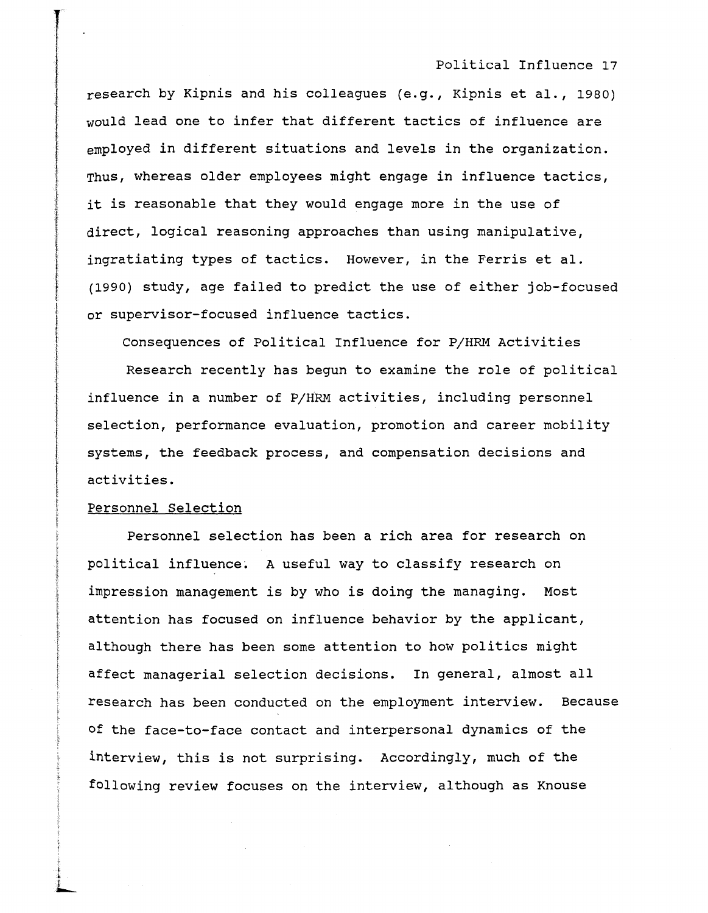research by Kipnis and his colleagues (e.g., Kipnis et al., 1980) would lead one to infer that different tactics of influence are employed in different situations and levels in the organization. Thus, whereas older employees might engage in influence tactics, it is reasonable that they would engage more in the use of direct, logical reasoning approaches than using manipulative, ingratiating types of tactics. However, in the Ferris et al. (1990) study, age failed to predict the use of either job-focused or supervisor-focused influence tactics.

## Consequences of Political Influence for P/HRM Activities

Research recently has begun to examine the role of political influence in a number of P/HRM activities, including personnel selection, performance evaluation, promotion and career mobility systems, the feedback process, and compensation decisions and activities.

### Personnel Selection

Personnel selection has been a rich area for research on political influence. A useful way to classify research on impression management is by who is doing the managing. Most attention has focused on influence behavior by the applicant, although there has been some attention to how politics might affect managerial selection decisions. In general, almost all research has been conducted on the employment interview. Because of the face-to-face contact and interpersonal dynamics of the interview, this is not surprising. Accordingly, much of the following review focuses on the interview, although as Knouse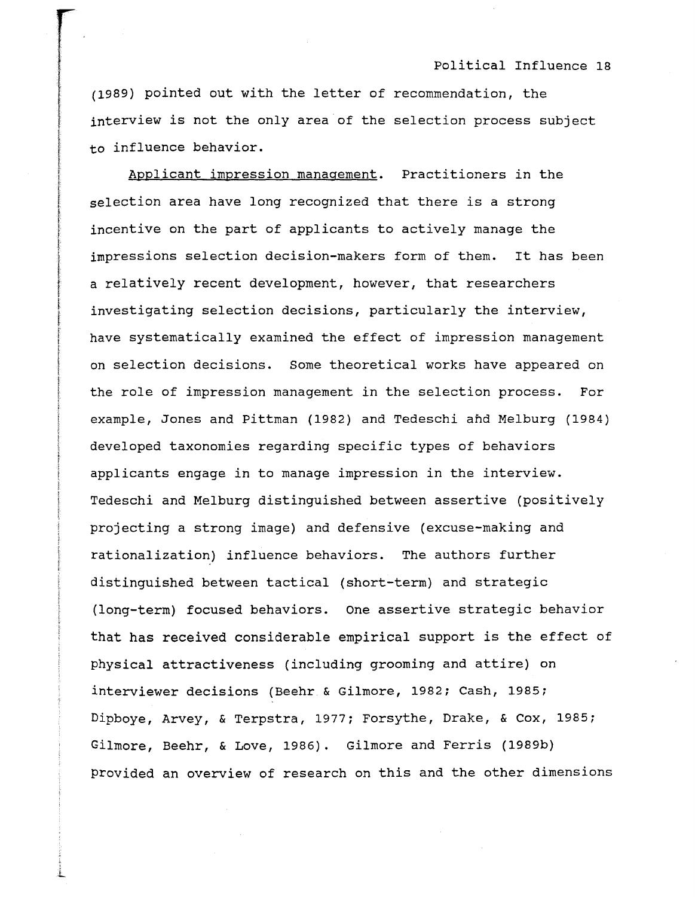(1989) pointed out with the letter of recommendation, the interview is not the only area of the selection process subject to influence behavior.

Applicant impression management. Practitioners in the selection area have long recognized that there is a strong incentive on the part of applicants to actively manage the impressions selection decision-makers form of them. It has been a relatively recent development, however, that researchers investigating selection decisions, particularly the interview, have systematically examined the effect of impression management on selection decisions. Some theoretical works have appeared on the role of impression management in the selection process. For example, Jones and Pittman (1982) and Tedeschi and Melburg (1984) developed taxonomies regarding specific types of behaviors applicants engage in to manage impression in the interview. Tedeschi and Melburg distinguished between assertive (positively projecting a strong image) and defensive (excuse-making and rationalization) influence behaviors. The authors further distinguished between tactical (short-term) and strategic (long-term) focused behaviors. One assertive strategic behavior that has received considerable empirical support is the effect of physical attractiveness (including grooming and attire) on interviewer decisions (Beehr & Gilmore, 1982; Cash, 1985; Dipboye, Arvey, & Terpstra, 1977; Forsythe, Drake, & Cox, 1985; Gilmore, Beehr, & Love, 1986). Gilmore and Ferris (1989b) provided an overview of research on this and the other dimensions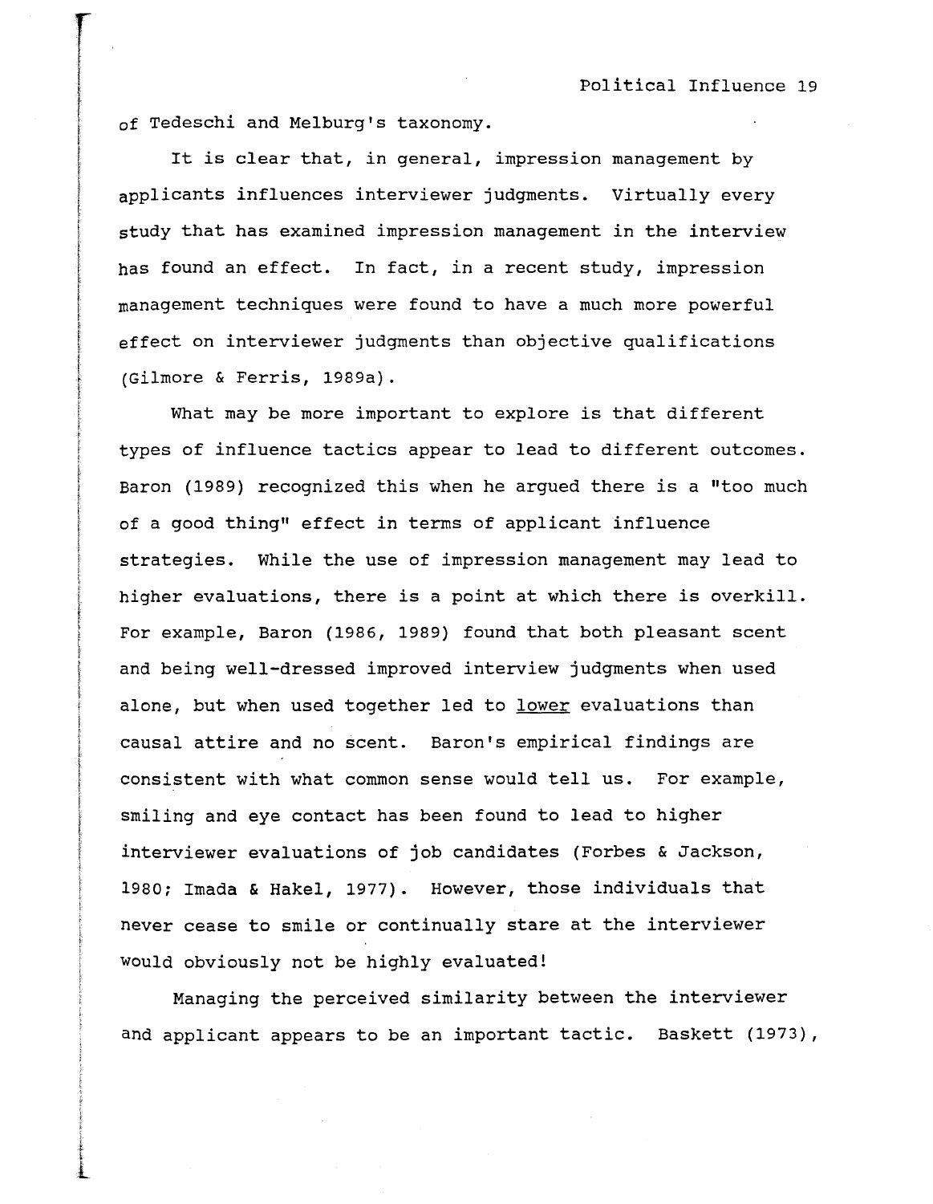of Tedeschi and Melburg's taxonomy.

It is clear that, in general, impression management by applicants influences interviewer judgments. Virtually every study that has examined impression management in the interview has found an effect. In fact, in a recent study, impression management techniques were found to have a much more powerful effect on interviewer judgments than objective qualifications (Gilmore & Ferris, 1989a).

What may be more important to explore is that different types of influence tactics appear to lead to different outcomes. Baron (1989) recognized this when he argued there is a "too much of a good thing" effect in terms of applicant influence strategies. While the use of impression management may lead to higher evaluations, there is a point at which there is overkill. For example, Baron (1986, 1989) found that both pleasant scent and being well-dressed improved interview judgments when used alone, but when used together led to <u>lower</u> evaluations than causal attire and no scent. Baron's empirical findings are consistent with what common sense would tell us. For example, smiling and eye contact has been found to lead to higher interviewer evaluations of job candidates (Forbes & Jackson, 1980; Imada & Hakel, 1977). However, those individuals that never cease to smile or continually stare at the interviewer would obviously not be highly evaluated!

Managing the perceived similarity between the interviewer and applicant appears to be an important tactic. Baskett (1973),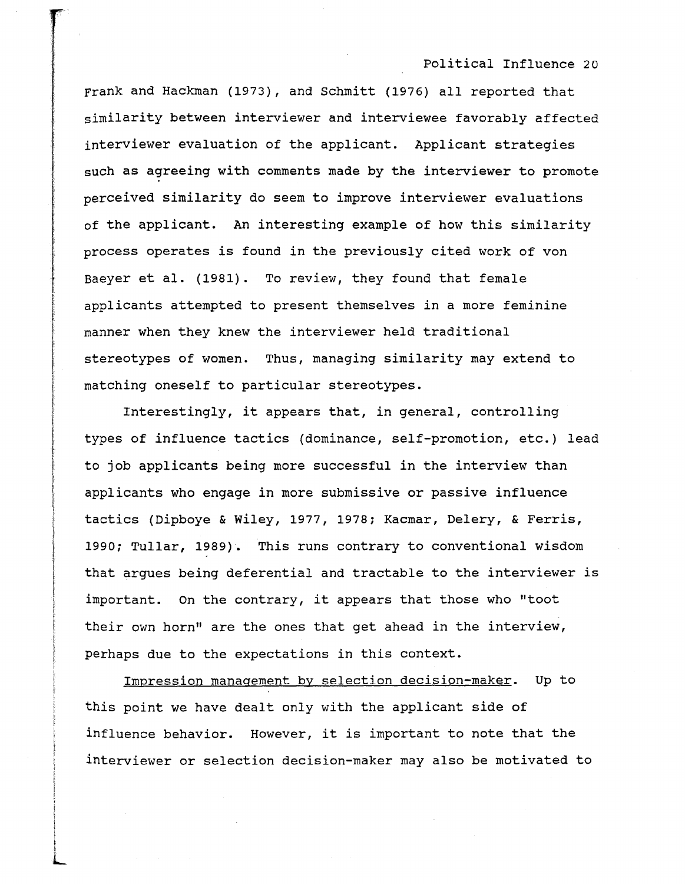Frank and Hackman (1973), and Schmitt (1976) all reported that similarity between interviewer and interviewee favorably affected interviewer evaluation of the applicant. Applicant strategies such as agreeing with comments made by the interviewer to promote perceived similarity do seem to improve interviewer evaluations of the applicant. An interesting example of how this similarity process operates is found in the previously cited work of von Baeyer et al. (1981). To review, they found that female applicants attempted to present themselves in a more feminine manner when they knew the interviewer held traditional stereotypes of women. Thus, managing similarity may extend to matching oneself to particular stereotypes.

Interestingly, it appears that, in general, controlling types of influence tactics (dominance, self-promotion, etc.) lead to job applicants being more successful in the interview than applicants who engage in more submissive or passive influence tactics (Dipboye & Wiley, 1977, 1978; Kacmar, Delery, & Ferris, 1990; Tullar, 1989). This runs contrary to conventional wisdom that argues being deferential and tractable to the interviewer is important. On the contrary, it appears that those who "toot their own horn" are the ones that get ahead in the interview, perhaps due to the expectations in this context.

<u>Impression management by selection decision-maker</u>. Up to this point we have dealt only with the applicant side of influence behavior. However, it is important to note that the interviewer or selection decision-maker may also be motivated to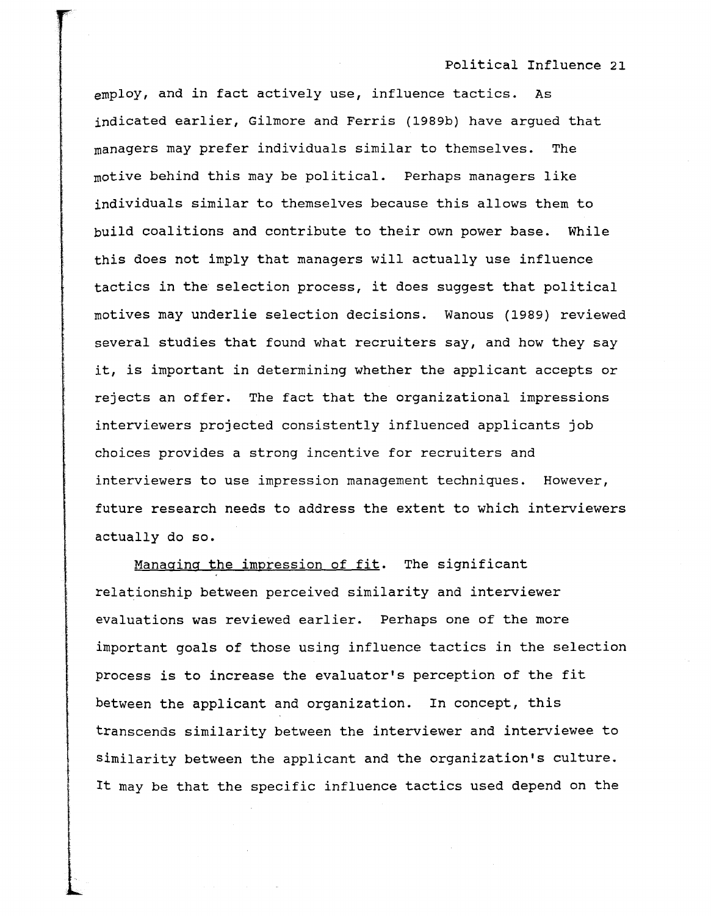employ, and in fact actively use, influence tactics. As indicated earlier, Gilmore and Ferris (1989b) have argued that managers may prefer individuals similar to themselves. The motive behind this may be political. Perhaps managers like individuals similar to themselves because this allows them to build coalitions and contribute to their own power base. While this does not imply that managers will actually use influence tactics in the selection process, it does suggest that political motives may underlie selection decisions. Wanous (1989) reviewed several studies that found what recruiters say, and how they say it, is important in determining whether the applicant accepts or rejects an offer. The fact that the organizational impressions interviewers projected consistently influenced applicants job choices provides a strong incentive for recruiters and interviewers to use impression management techniques. However, future research needs to address the extent to which interviewers actually do so.

*Managing the impression of fit.* The significant relationship between perceived similarity and interviewer evaluations was reviewed earlier. Perhaps one of the more important goals of those using influence tactics in the selection process is to increase the evaluator's perception of the fit between the applicant and organization. In concept, this transcends similarity between the interviewer and interviewee to similarity between the applicant and the organization's culture. It may be that the specific influence tactics used depend on the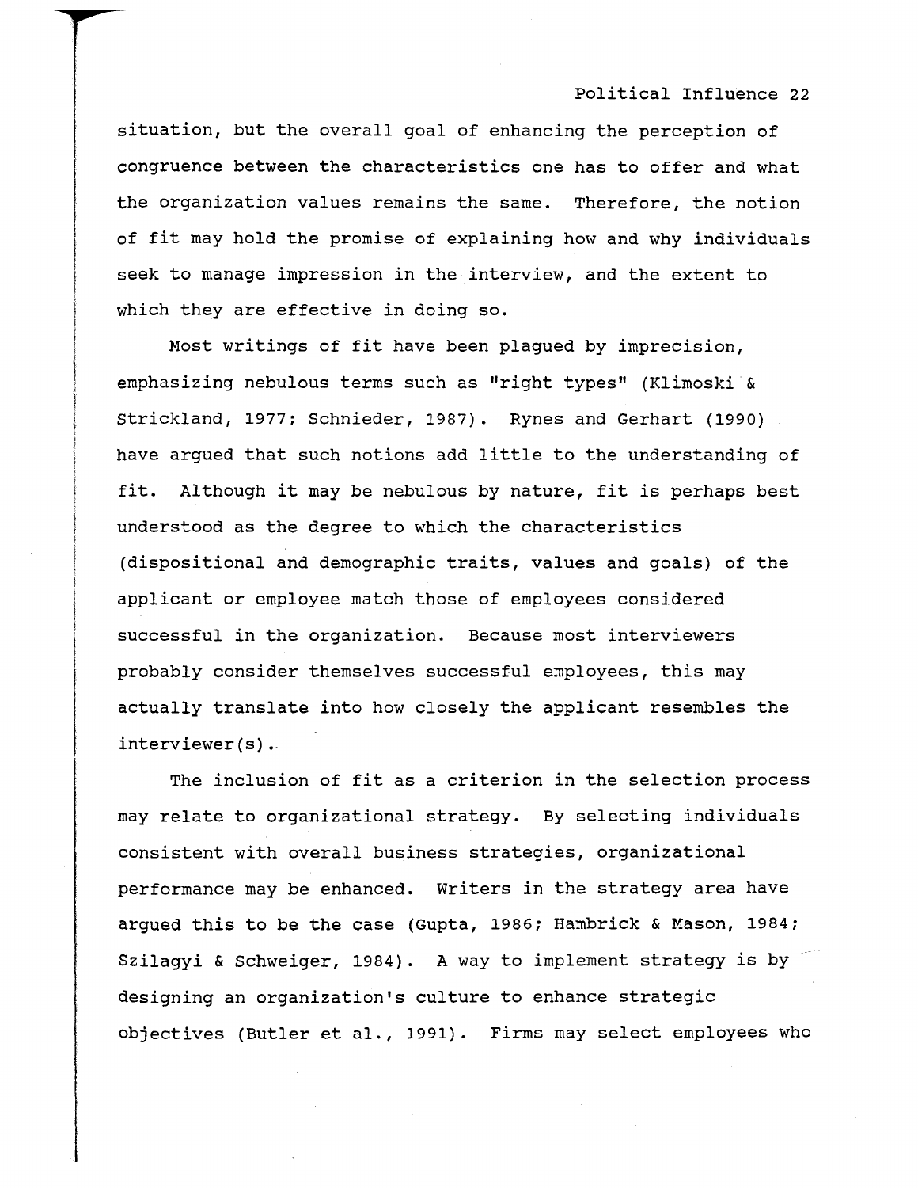situation, but the overall goal of enhancing the perception of congruence between the characteristics one has to offer and what the organization values remains the same. Therefore, the notion of fit may hold the promise of explaining how and why individuals seek to manage impression in the interview, and the extent to which they are effective in doing so.

Most writings of fit have been plagued by imprecision, emphasizing nebulous terms such as "right types" (Klimoski & Strickland, 1977; Schnieder, 1987). Rynes and Gerhart (1990) have argued that such notions add little to the understanding of fit. Although it may be nebulous by nature, fit is perhaps best understood as the degree to which the characteristics (dispositional and demographic traits, values and goals) of the applicant or employee match those of employees considered successful in the organization. Because most interviewers probably consider themselves successful employees, this may actually translate into how closely the applicant resembles the interviewer(s).

The inclusion of fit as a criterion in the selection process may relate to organizational strategy. By selecting individuals consistent with overall business strategies, organizational performance may be enhanced. Writers in the strategy area have argued this to be the case (Gupta, 1986; Hambrick & Mason, 1984; Szilagyi & Schweiger, 1984). A way to implement strategy is by designing an organization's culture to enhance strategic objectives (Butler et al., 1991). Firms may select employees who